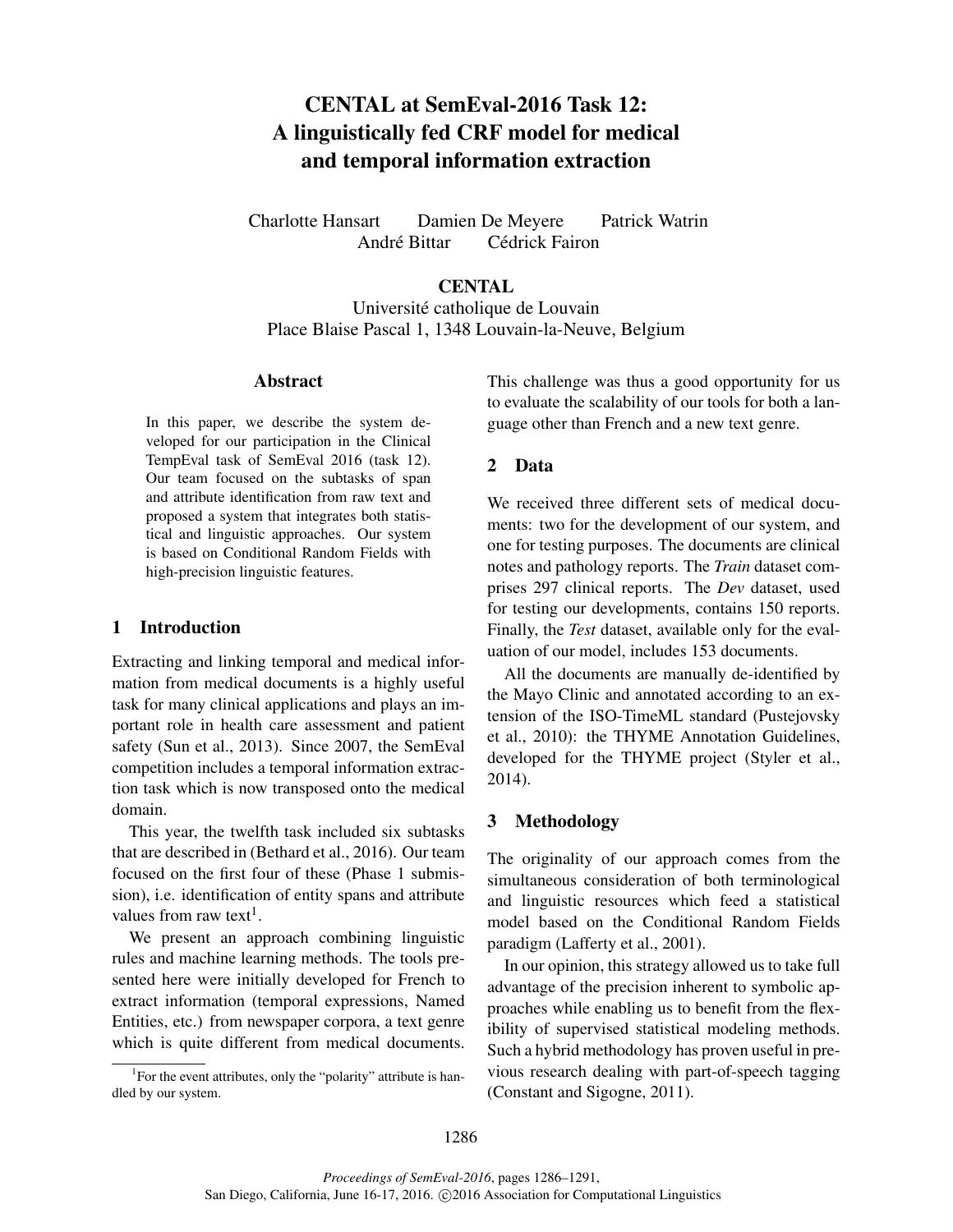# CENTAL at SemEval-2016 Task 12: A linguistically fed CRF model for medical and temporal information extraction

Charlotte Hansart  Damien De Meyere  Patrick Watrin
André Bittar  Cédrick Fairon

**CENTAL**
Université catholique de Louvain
Place Blaise Pascal 1, 1348 Louvain-la-Neuve, Belgium

## Abstract

In this paper, we describe the system developed for our participation in the Clinical TempEval task of SemEval 2016 (task 12). Our team focused on the subtasks of span and attribute identification from raw text and proposed a system that integrates both statistical and linguistic approaches. Our system is based on Conditional Random Fields with high-precision linguistic features.

## 1 Introduction

Extracting and linking temporal and medical information from medical documents is a highly useful task for many clinical applications and plays an important role in health care assessment and patient safety (Sun et al., 2013). Since 2007, the SemEval competition includes a temporal information extraction task which is now transposed onto the medical domain.

This year, the twelfth task included six subtasks that are described in (Bethard et al., 2016). Our team focused on the first four of these (Phase 1 submission), i.e. identification of entity spans and attribute values from raw text[1].

We present an approach combining linguistic rules and machine learning methods. The tools presented here were initially developed for French to extract information (temporal expressions, Named Entities, etc.) from newspaper corpora, a text genre which is quite different from medical documents. This challenge was thus a good opportunity for us to evaluate the scalability of our tools for both a language other than French and a new text genre.

[1]For the event attributes, only the "polarity" attribute is handled by our system.

## 2 Data

We received three different sets of medical documents: two for the development of our system, and one for testing purposes. The documents are clinical notes and pathology reports. The *Train* dataset comprises 297 clinical reports. The *Dev* dataset, used for testing our developments, contains 150 reports. Finally, the *Test* dataset, available only for the evaluation of our model, includes 153 documents.

All the documents are manually de-identified by the Mayo Clinic and annotated according to an extension of the ISO-TimeML standard (Pustejovsky et al., 2010): the THYME Annotation Guidelines, developed for the THYME project (Styler et al., 2014).

## 3 Methodology

The originality of our approach comes from the simultaneous consideration of both terminological and linguistic resources which feed a statistical model based on the Conditional Random Fields paradigm (Lafferty et al., 2001).

In our opinion, this strategy allowed us to take full advantage of the precision inherent to symbolic approaches while enabling us to benefit from the flexibility of supervised statistical modeling methods. Such a hybrid methodology has proven useful in previous research dealing with part-of-speech tagging (Constant and Sigogne, 2011).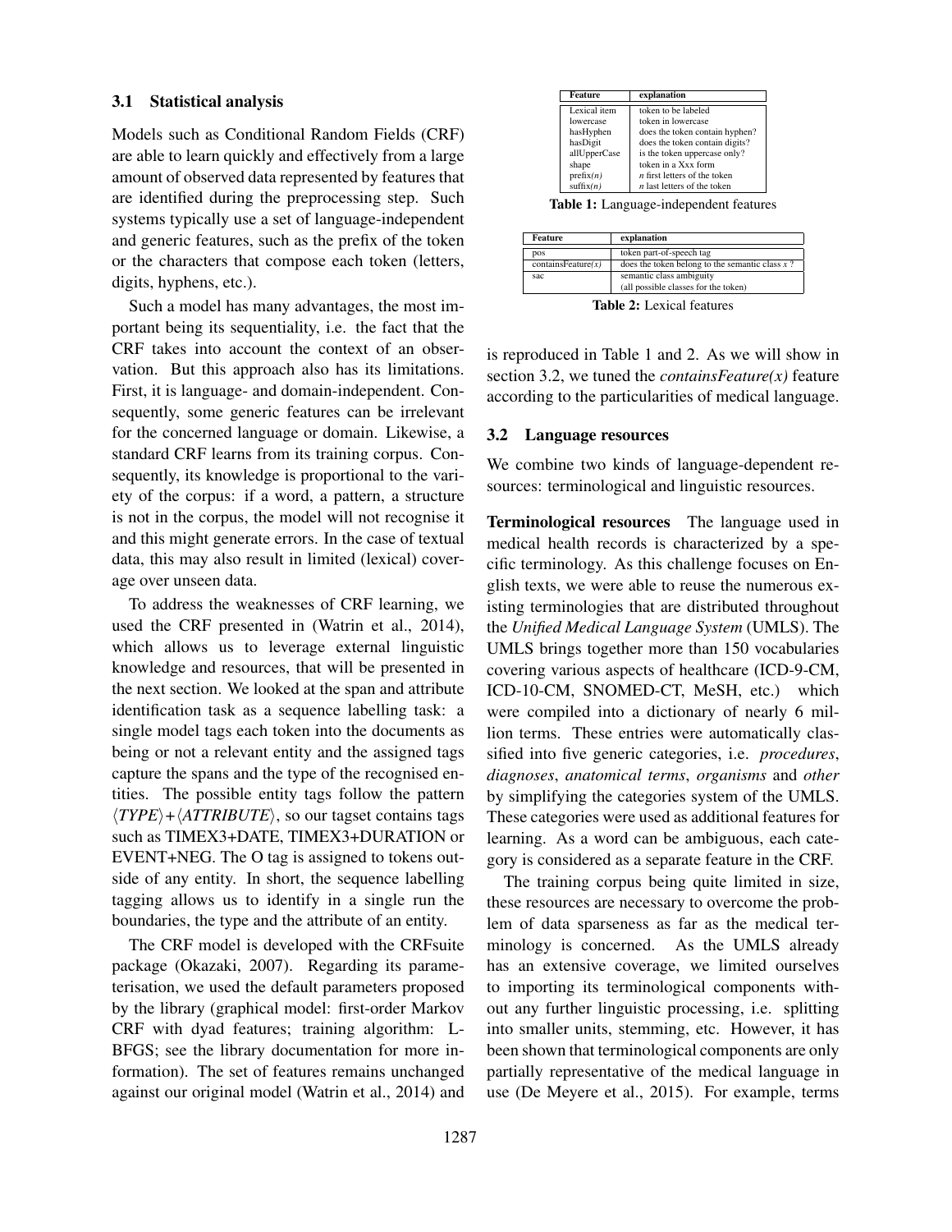### 3.1 Statistical analysis

Models such as Conditional Random Fields (CRF) are able to learn quickly and effectively from a large amount of observed data represented by features that are identified during the preprocessing step. Such systems typically use a set of language-independent and generic features, such as the prefix of the token or the characters that compose each token (letters, digits, hyphens, etc.).

Such a model has many advantages, the most important being its sequentiality, i.e. the fact that the CRF takes into account the context of an observation. But this approach also has its limitations. First, it is language- and domain-independent. Consequently, some generic features can be irrelevant for the concerned language or domain. Likewise, a standard CRF learns from its training corpus. Consequently, its knowledge is proportional to the variety of the corpus: if a word, a pattern, a structure is not in the corpus, the model will not recognise it and this might generate errors. In the case of textual data, this may also result in limited (lexical) coverage over unseen data.

To address the weaknesses of CRF learning, we used the CRF presented in (Watrin et al., 2014), which allows us to leverage external linguistic knowledge and resources, that will be presented in the next section. We looked at the span and attribute identification task as a sequence labelling task: a single model tags each token into the documents as being or not a relevant entity and the assigned tags capture the spans and the type of the recognised entities. The possible entity tags follow the pattern ⟨*TYPE*⟩+⟨*ATTRIBUTE*⟩, so our tagset contains tags such as TIMEX3+DATE, TIMEX3+DURATION or EVENT+NEG. The O tag is assigned to tokens outside of any entity. In short, the sequence labelling tagging allows us to identify in a single run the boundaries, the type and the attribute of an entity.

The CRF model is developed with the CRFsuite package (Okazaki, 2007). Regarding its parameterisation, we used the default parameters proposed by the library (graphical model: first-order Markov CRF with dyad features; training algorithm: L-BFGS; see the library documentation for more information). The set of features remains unchanged against our original model (Watrin et al., 2014) and is reproduced in Table 1 and 2. As we will show in section 3.2, we tuned the *containsFeature(x)* feature according to the particularities of medical language.

| Feature | explanation |
|---|---|
| Lexical item | token to be labeled |
| lowercase | token in lowercase |
| hasHyphen | does the token contain hyphen? |
| hasDigit | does the token contain digits? |
| allUpperCase | is the token uppercase only? |
| shape | token in a Xxx form |
| prefix(*n*) | *n* first letters of the token |
| suffix(*n*) | *n* last letters of the token |

**Table 1:** Language-independent features

| Feature | explanation |
|---|---|
| pos | token part-of-speech tag |
| containsFeature(*x*) | does the token belong to the semantic class *x* ? |
| sac | semantic class ambiguity (all possible classes for the token) |

**Table 2:** Lexical features

### 3.2 Language resources

We combine two kinds of language-dependent resources: terminological and linguistic resources.

**Terminological resources** The language used in medical health records is characterized by a specific terminology. As this challenge focuses on English texts, we were able to reuse the numerous existing terminologies that are distributed throughout the *Unified Medical Language System* (UMLS). The UMLS brings together more than 150 vocabularies covering various aspects of healthcare (ICD-9-CM, ICD-10-CM, SNOMED-CT, MeSH, etc.) which were compiled into a dictionary of nearly 6 million terms. These entries were automatically classified into five generic categories, i.e. *procedures*, *diagnoses*, *anatomical terms*, *organisms* and *other* by simplifying the categories system of the UMLS. These categories were used as additional features for learning. As a word can be ambiguous, each category is considered as a separate feature in the CRF.

The training corpus being quite limited in size, these resources are necessary to overcome the problem of data sparseness as far as the medical terminology is concerned. As the UMLS already has an extensive coverage, we limited ourselves to importing its terminological components without any further linguistic processing, i.e. splitting into smaller units, stemming, etc. However, it has been shown that terminological components are only partially representative of the medical language in use (De Meyere et al., 2015). For example, terms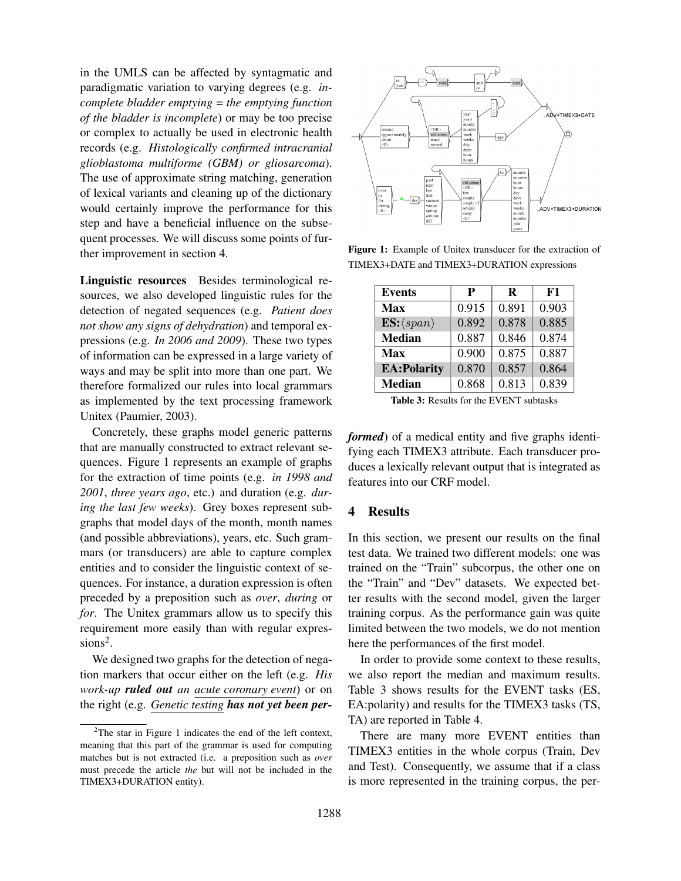in the UMLS can be affected by syntagmatic and paradigmatic variation to varying degrees (e.g. *incomplete bladder emptying = the emptying function of the bladder is incomplete*) or may be too precise or complex to actually be used in electronic health records (e.g. *Histologically confirmed intracranial glioblastoma multiforme (GBM) or gliosarcoma*). The use of approximate string matching, generation of lexical variants and cleaning up of the dictionary would certainly improve the performance for this step and have a beneficial influence on the subsequent processes. We will discuss some points of further improvement in section 4.

**Linguistic resources** Besides terminological resources, we also developed linguistic rules for the detection of negated sequences (e.g. *Patient does not show any signs of dehydration*) and temporal expressions (e.g. *In 2006 and 2009*). These two types of information can be expressed in a large variety of ways and may be split into more than one part. We therefore formalized our rules into local grammars as implemented by the text processing framework Unitex (Paumier, 2003).

Concretely, these graphs model generic patterns that are manually constructed to extract relevant sequences. Figure 1 represents an example of graphs for the extraction of time points (e.g. *in 1998 and 2001*, *three years ago*, etc.) and duration (e.g. *during the last few weeks*). Grey boxes represent subgraphs that model days of the month, month names (and possible abbreviations), years, etc. Such grammars (or transducers) are able to capture complex entities and to consider the linguistic context of sequences. For instance, a duration expression is often preceded by a preposition such as *over*, *during* or *for*. The Unitex grammars allow us to specify this requirement more easily than with regular expressions[2].

We designed two graphs for the detection of negation markers that occur either on the left (e.g. *His work-up* ***ruled out*** *an* *acute coronary event*) or on the right (e.g. *Genetic testing* ***has not yet been performed***) of a medical entity and five graphs identifying each TIMEX3 attribute. Each transducer produces a lexically relevant output that is integrated as features into our CRF model.

Figure 1: Example of Unitex transducer for the extraction of TIMEX3+DATE and TIMEX3+DURATION expressions

| Events | P | R | F1 |
|---|---|---|---|
| **Max** | 0.915 | 0.891 | 0.903 |
| **ES:**$\langle span \rangle$ | 0.892 | 0.878 | 0.885 |
| **Median** | 0.887 | 0.846 | 0.874 |
| **Max** | 0.900 | 0.875 | 0.887 |
| **EA:Polarity** | 0.870 | 0.857 | 0.864 |
| **Median** | 0.868 | 0.813 | 0.839 |

Table 3: Results for the EVENT subtasks

## 4 Results

In this section, we present our results on the final test data. We trained two different models: one was trained on the "Train" subcorpus, the other one on the "Train" and "Dev" datasets. We expected better results with the second model, given the larger training corpus. As the performance gain was quite limited between the two models, we do not mention here the performances of the first model.

In order to provide some context to these results, we also report the median and maximum results. Table 3 shows results for the EVENT tasks (ES, EA:polarity) and results for the TIMEX3 tasks (TS, TA) are reported in Table 4.

There are many more EVENT entities than TIMEX3 entities in the whole corpus (Train, Dev and Test). Consequently, we assume that if a class is more represented in the training corpus, the per-

[2] The star in Figure 1 indicates the end of the left context, meaning that this part of the grammar is used for computing matches but is not extracted (i.e. a preposition such as *over* must precede the article *the* but will not be included in the TIMEX3+DURATION entity).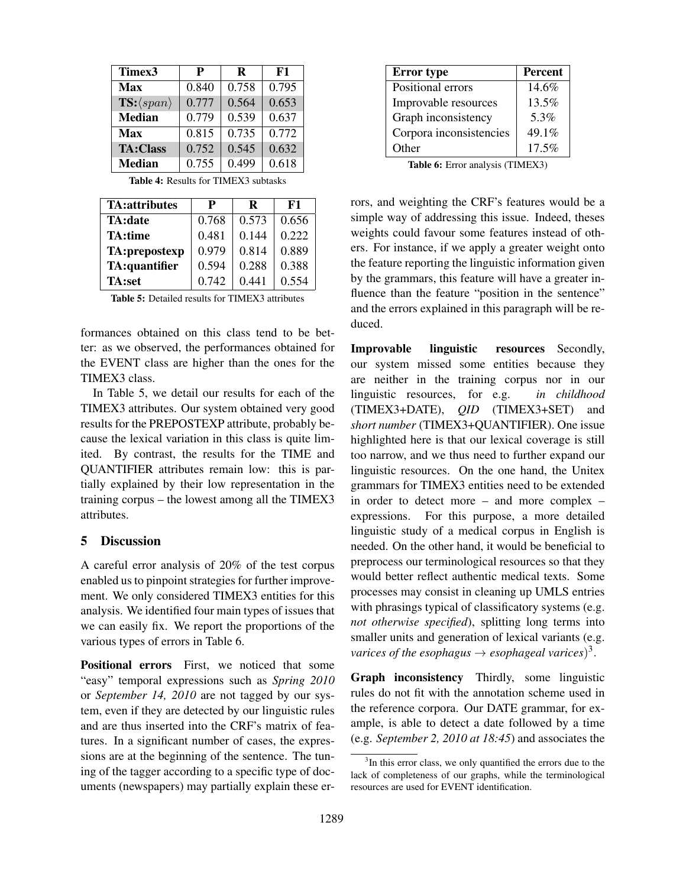| Timex3 | P | R | F1 |
|---|---|---|---|
| **Max** | 0.840 | 0.758 | 0.795 |
| **TS:**$\langle span \rangle$ | 0.777 | 0.564 | 0.653 |
| **Median** | 0.779 | 0.539 | 0.637 |
| **Max** | 0.815 | 0.735 | 0.772 |
| **TA:Class** | 0.752 | 0.545 | 0.632 |
| **Median** | 0.755 | 0.499 | 0.618 |

**Table 4:** Results for TIMEX3 subtasks

| TA:attributes | P | R | F1 |
|---|---|---|---|
| **TA:date** | 0.768 | 0.573 | 0.656 |
| **TA:time** | 0.481 | 0.144 | 0.222 |
| **TA:prepostexp** | 0.979 | 0.814 | 0.889 |
| **TA:quantifier** | 0.594 | 0.288 | 0.388 |
| **TA:set** | 0.742 | 0.441 | 0.554 |

**Table 5:** Detailed results for TIMEX3 attributes

formances obtained on this class tend to be better: as we observed, the performances obtained for the EVENT class are higher than the ones for the TIMEX3 class.

In Table 5, we detail our results for each of the TIMEX3 attributes. Our system obtained very good results for the PREPOSTEXP attribute, probably because the lexical variation in this class is quite limited. By contrast, the results for the TIME and QUANTIFIER attributes remain low: this is partially explained by their low representation in the training corpus – the lowest among all the TIMEX3 attributes.

## 5 Discussion

A careful error analysis of 20% of the test corpus enabled us to pinpoint strategies for further improvement. We only considered TIMEX3 entities for this analysis. We identified four main types of issues that we can easily fix. We report the proportions of the various types of errors in Table 6.

| Error type | Percent |
|---|---|
| Positional errors | 14.6% |
| Improvable resources | 13.5% |
| Graph inconsistency | 5.3% |
| Corpora inconsistencies | 49.1% |
| Other | 17.5% |

**Table 6:** Error analysis (TIMEX3)

**Positional errors** First, we noticed that some "easy" temporal expressions such as *Spring 2010* or *September 14, 2010* are not tagged by our system, even if they are detected by our linguistic rules and are thus inserted into the CRF's matrix of features. In a significant number of cases, the expressions are at the beginning of the sentence. The tuning of the tagger according to a specific type of documents (newspapers) may partially explain these errors, and weighting the CRF's features would be a simple way of addressing this issue. Indeed, theses weights could favour some features instead of others. For instance, if we apply a greater weight onto the feature reporting the linguistic information given by the grammars, this feature will have a greater influence than the feature "position in the sentence" and the errors explained in this paragraph will be reduced.

**Improvable linguistic resources** Secondly, our system missed some entities because they are neither in the training corpus nor in our linguistic resources, for e.g. *in childhood* (TIMEX3+DATE), *QID* (TIMEX3+SET) and *short number* (TIMEX3+QUANTIFIER). One issue highlighted here is that our lexical coverage is still too narrow, and we thus need to further expand our linguistic resources. On the one hand, the Unitex grammars for TIMEX3 entities need to be extended in order to detect more – and more complex – expressions. For this purpose, a more detailed linguistic study of a medical corpus in English is needed. On the other hand, it would be beneficial to preprocess our terminological resources so that they would better reflect authentic medical texts. Some processes may consist in cleaning up UMLS entries with phrasings typical of classificatory systems (e.g. *not otherwise specified*), splitting long terms into smaller units and generation of lexical variants (e.g. *varices of the esophagus* → *esophageal varices*)[3].

**Graph inconsistency** Thirdly, some linguistic rules do not fit with the annotation scheme used in the reference corpora. Our DATE grammar, for example, is able to detect a date followed by a time (e.g. *September 2, 2010 at 18:45*) and associates the

[3] In this error class, we only quantified the errors due to the lack of completeness of our graphs, while the terminological resources are used for EVENT identification.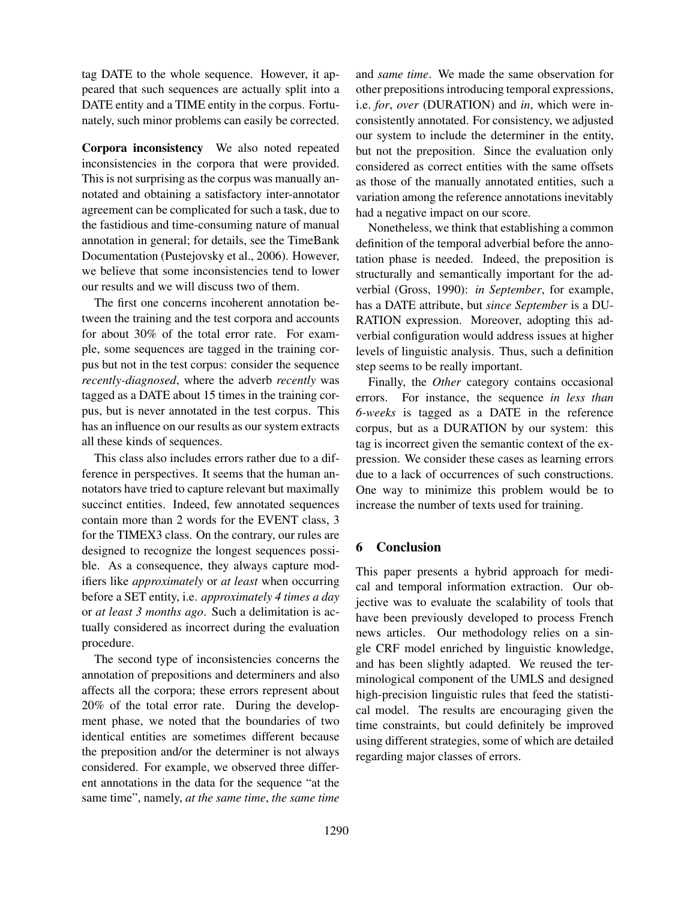tag DATE to the whole sequence. However, it appeared that such sequences are actually split into a DATE entity and a TIME entity in the corpus. Fortunately, such minor problems can easily be corrected.

**Corpora inconsistency** We also noted repeated inconsistencies in the corpora that were provided. This is not surprising as the corpus was manually annotated and obtaining a satisfactory inter-annotator agreement can be complicated for such a task, due to the fastidious and time-consuming nature of manual annotation in general; for details, see the TimeBank Documentation (Pustejovsky et al., 2006). However, we believe that some inconsistencies tend to lower our results and we will discuss two of them.

The first one concerns incoherent annotation between the training and the test corpora and accounts for about 30% of the total error rate. For example, some sequences are tagged in the training corpus but not in the test corpus: consider the sequence *recently-diagnosed*, where the adverb *recently* was tagged as a DATE about 15 times in the training corpus, but is never annotated in the test corpus. This has an influence on our results as our system extracts all these kinds of sequences.

This class also includes errors rather due to a difference in perspectives. It seems that the human annotators have tried to capture relevant but maximally succinct entities. Indeed, few annotated sequences contain more than 2 words for the EVENT class, 3 for the TIMEX3 class. On the contrary, our rules are designed to recognize the longest sequences possible. As a consequence, they always capture modifiers like *approximately* or *at least* when occurring before a SET entity, i.e. *approximately 4 times a day* or *at least 3 months ago*. Such a delimitation is actually considered as incorrect during the evaluation procedure.

The second type of inconsistencies concerns the annotation of prepositions and determiners and also affects all the corpora; these errors represent about 20% of the total error rate. During the development phase, we noted that the boundaries of two identical entities are sometimes different because the preposition and/or the determiner is not always considered. For example, we observed three different annotations in the data for the sequence "at the same time", namely, *at the same time*, *the same time* and *same time*. We made the same observation for other prepositions introducing temporal expressions, i.e. *for*, *over* (DURATION) and *in*, which were inconsistently annotated. For consistency, we adjusted our system to include the determiner in the entity, but not the preposition. Since the evaluation only considered as correct entities with the same offsets as those of the manually annotated entities, such a variation among the reference annotations inevitably had a negative impact on our score.

Nonetheless, we think that establishing a common definition of the temporal adverbial before the annotation phase is needed. Indeed, the preposition is structurally and semantically important for the adverbial (Gross, 1990): *in September*, for example, has a DATE attribute, but *since September* is a DURATION expression. Moreover, adopting this adverbial configuration would address issues at higher levels of linguistic analysis. Thus, such a definition step seems to be really important.

Finally, the *Other* category contains occasional errors. For instance, the sequence *in less than 6-weeks* is tagged as a DATE in the reference corpus, but as a DURATION by our system: this tag is incorrect given the semantic context of the expression. We consider these cases as learning errors due to a lack of occurrences of such constructions. One way to minimize this problem would be to increase the number of texts used for training.

## 6 Conclusion

This paper presents a hybrid approach for medical and temporal information extraction. Our objective was to evaluate the scalability of tools that have been previously developed to process French news articles. Our methodology relies on a single CRF model enriched by linguistic knowledge, and has been slightly adapted. We reused the terminological component of the UMLS and designed high-precision linguistic rules that feed the statistical model. The results are encouraging given the time constraints, but could definitely be improved using different strategies, some of which are detailed regarding major classes of errors.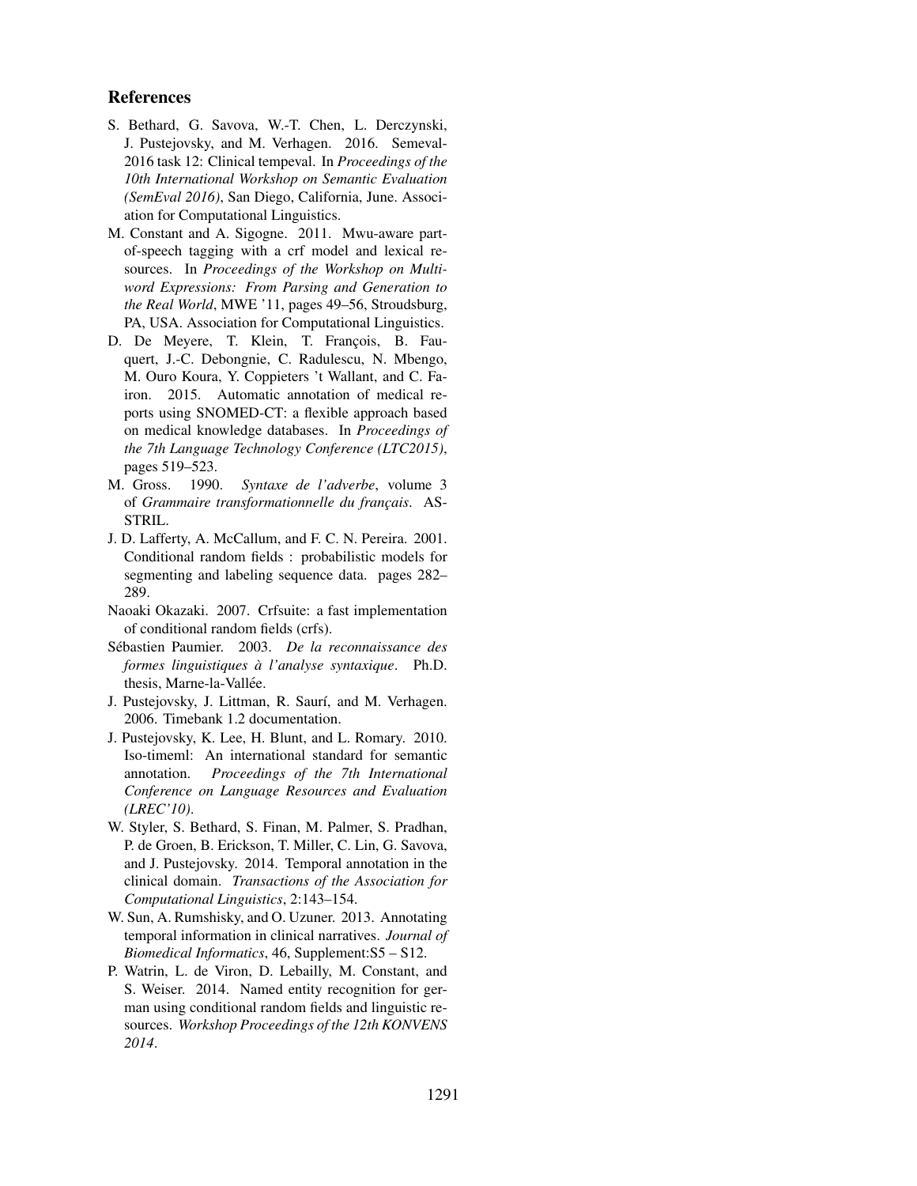## References

S. Bethard, G. Savova, W.-T. Chen, L. Derczynski, J. Pustejovsky, and M. Verhagen. 2016. Semeval-2016 task 12: Clinical tempeval. In *Proceedings of the 10th International Workshop on Semantic Evaluation (SemEval 2016)*, San Diego, California, June. Association for Computational Linguistics.

M. Constant and A. Sigogne. 2011. Mwu-aware part-of-speech tagging with a crf model and lexical resources. In *Proceedings of the Workshop on Multiword Expressions: From Parsing and Generation to the Real World*, MWE '11, pages 49–56, Stroudsburg, PA, USA. Association for Computational Linguistics.

D. De Meyere, T. Klein, T. François, B. Fauquert, J.-C. Debongnie, C. Radulescu, N. Mbengo, M. Ouro Koura, Y. Coppieters 't Wallant, and C. Fairon. 2015. Automatic annotation of medical reports using SNOMED-CT: a flexible approach based on medical knowledge databases. In *Proceedings of the 7th Language Technology Conference (LTC2015)*, pages 519–523.

M. Gross. 1990. *Syntaxe de l'adverbe*, volume 3 of *Grammaire transformationnelle du français*. ASSTRIL.

J. D. Lafferty, A. McCallum, and F. C. N. Pereira. 2001. Conditional random fields : probabilistic models for segmenting and labeling sequence data. pages 282–289.

Naoaki Okazaki. 2007. Crfsuite: a fast implementation of conditional random fields (crfs).

Sébastien Paumier. 2003. *De la reconnaissance des formes linguistiques à l'analyse syntaxique*. Ph.D. thesis, Marne-la-Vallée.

J. Pustejovsky, J. Littman, R. Saurí, and M. Verhagen. 2006. Timebank 1.2 documentation.

J. Pustejovsky, K. Lee, H. Blunt, and L. Romary. 2010. Iso-timeml: An international standard for semantic annotation. *Proceedings of the 7th International Conference on Language Resources and Evaluation (LREC'10)*.

W. Styler, S. Bethard, S. Finan, M. Palmer, S. Pradhan, P. de Groen, B. Erickson, T. Miller, C. Lin, G. Savova, and J. Pustejovsky. 2014. Temporal annotation in the clinical domain. *Transactions of the Association for Computational Linguistics*, 2:143–154.

W. Sun, A. Rumshisky, and O. Uzuner. 2013. Annotating temporal information in clinical narratives. *Journal of Biomedical Informatics*, 46, Supplement:S5 – S12.

P. Watrin, L. de Viron, D. Lebailly, M. Constant, and S. Weiser. 2014. Named entity recognition for german using conditional random fields and linguistic resources. *Workshop Proceedings of the 12th KONVENS 2014*.